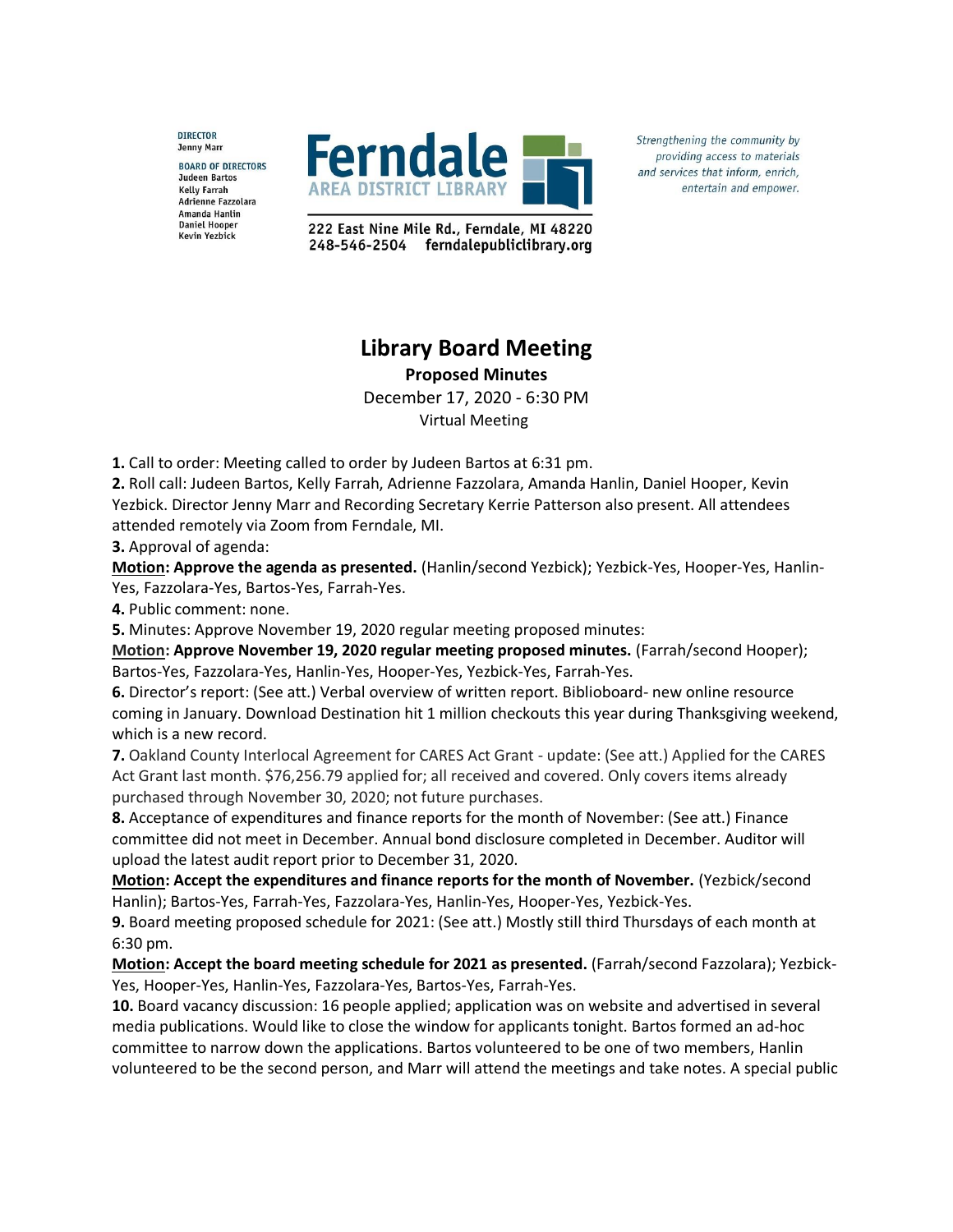DIRECTOR
Jenny Marr

BOARD OF DIRECTORS
Judeen Bartos
Kelly Farrah
Adrienne Fazzolara
Amanda Hanlin
Daniel Hooper
Kevin Yezbick

**Ferndale AREA DISTRICT LIBRARY**

222 East Nine Mile Rd., Ferndale, MI 48220
248-546-2504 ferndalepubliclibrary.org

*Strengthening the community by providing access to materials and services that inform, enrich, entertain and empower.*

# Library Board Meeting

**Proposed Minutes**

December 17, 2020 - 6:30 PM

Virtual Meeting

**1.** Call to order: Meeting called to order by Judeen Bartos at 6:31 pm.

**2.** Roll call: Judeen Bartos, Kelly Farrah, Adrienne Fazzolara, Amanda Hanlin, Daniel Hooper, Kevin Yezbick. Director Jenny Marr and Recording Secretary Kerrie Patterson also present. All attendees attended remotely via Zoom from Ferndale, MI.

**3.** Approval of agenda:

**Motion: Approve the agenda as presented.** (Hanlin/second Yezbick); Yezbick-Yes, Hooper-Yes, Hanlin-Yes, Fazzolara-Yes, Bartos-Yes, Farrah-Yes.

**4.** Public comment: none.

**5.** Minutes: Approve November 19, 2020 regular meeting proposed minutes:

**Motion: Approve November 19, 2020 regular meeting proposed minutes.** (Farrah/second Hooper); Bartos-Yes, Fazzolara-Yes, Hanlin-Yes, Hooper-Yes, Yezbick-Yes, Farrah-Yes.

**6.** Director's report: (See att.) Verbal overview of written report. Biblioboard- new online resource coming in January. Download Destination hit 1 million checkouts this year during Thanksgiving weekend, which is a new record.

**7.** Oakland County Interlocal Agreement for CARES Act Grant - update: (See att.) Applied for the CARES Act Grant last month. $76,256.79 applied for; all received and covered. Only covers items already purchased through November 30, 2020; not future purchases.

**8.** Acceptance of expenditures and finance reports for the month of November: (See att.) Finance committee did not meet in December. Annual bond disclosure completed in December. Auditor will upload the latest audit report prior to December 31, 2020.

**Motion: Accept the expenditures and finance reports for the month of November.** (Yezbick/second Hanlin); Bartos-Yes, Farrah-Yes, Fazzolara-Yes, Hanlin-Yes, Hooper-Yes, Yezbick-Yes.

**9.** Board meeting proposed schedule for 2021: (See att.) Mostly still third Thursdays of each month at 6:30 pm.

**Motion: Accept the board meeting schedule for 2021 as presented.** (Farrah/second Fazzolara); Yezbick-Yes, Hooper-Yes, Hanlin-Yes, Fazzolara-Yes, Bartos-Yes, Farrah-Yes.

**10.** Board vacancy discussion: 16 people applied; application was on website and advertised in several media publications. Would like to close the window for applicants tonight. Bartos formed an ad-hoc committee to narrow down the applications. Bartos volunteered to be one of two members, Hanlin volunteered to be the second person, and Marr will attend the meetings and take notes. A special public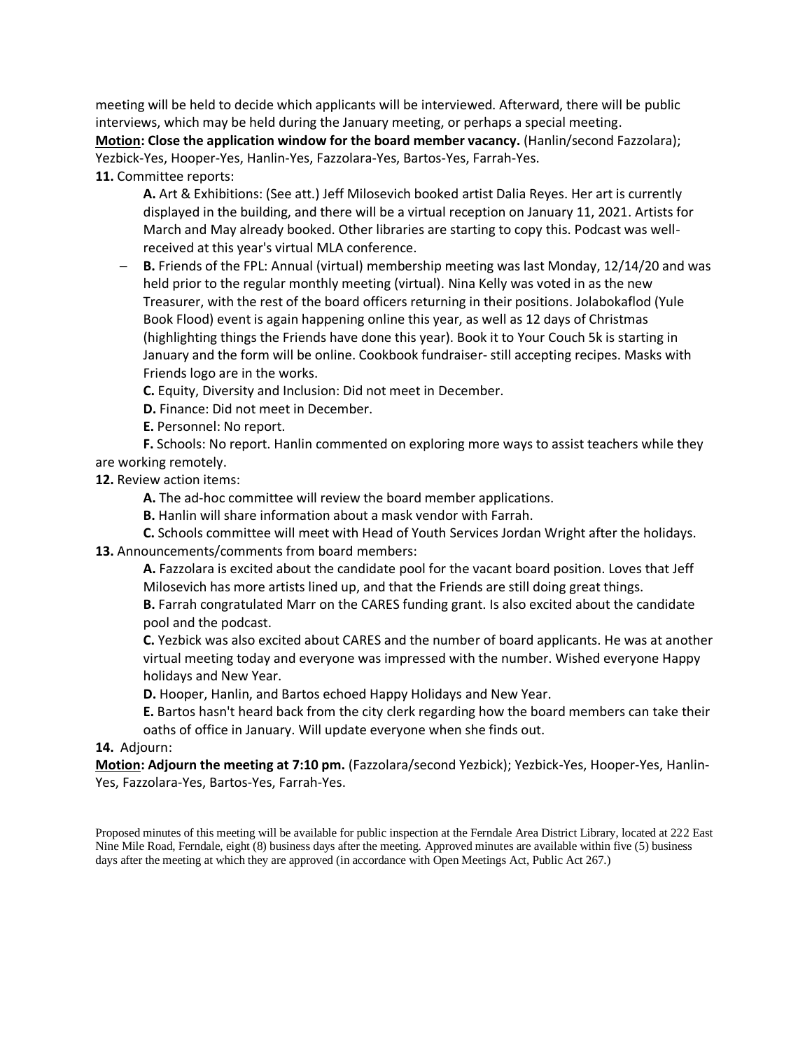meeting will be held to decide which applicants will be interviewed. Afterward, there will be public interviews, which may be held during the January meeting, or perhaps a special meeting.

**Motion: Close the application window for the board member vacancy.** (Hanlin/second Fazzolara); Yezbick-Yes, Hooper-Yes, Hanlin-Yes, Fazzolara-Yes, Bartos-Yes, Farrah-Yes.

**11.** Committee reports:

**A.** Art & Exhibitions: (See att.) Jeff Milosevich booked artist Dalia Reyes. Her art is currently displayed in the building, and there will be a virtual reception on January 11, 2021. Artists for March and May already booked. Other libraries are starting to copy this. Podcast was well-received at this year's virtual MLA conference.

- **B.** Friends of the FPL: Annual (virtual) membership meeting was last Monday, 12/14/20 and was held prior to the regular monthly meeting (virtual). Nina Kelly was voted in as the new Treasurer, with the rest of the board officers returning in their positions. Jolabokaflod (Yule Book Flood) event is again happening online this year, as well as 12 days of Christmas (highlighting things the Friends have done this year). Book it to Your Couch 5k is starting in January and the form will be online. Cookbook fundraiser- still accepting recipes. Masks with Friends logo are in the works.

**C.** Equity, Diversity and Inclusion: Did not meet in December.

**D.** Finance: Did not meet in December.

**E.** Personnel: No report.

**F.** Schools: No report. Hanlin commented on exploring more ways to assist teachers while they are working remotely.

**12.** Review action items:

**A.** The ad-hoc committee will review the board member applications.

**B.** Hanlin will share information about a mask vendor with Farrah.

**C.** Schools committee will meet with Head of Youth Services Jordan Wright after the holidays.

**13.** Announcements/comments from board members:

**A.** Fazzolara is excited about the candidate pool for the vacant board position. Loves that Jeff Milosevich has more artists lined up, and that the Friends are still doing great things.

**B.** Farrah congratulated Marr on the CARES funding grant. Is also excited about the candidate pool and the podcast.

**C.** Yezbick was also excited about CARES and the number of board applicants. He was at another virtual meeting today and everyone was impressed with the number. Wished everyone Happy holidays and New Year.

**D.** Hooper, Hanlin, and Bartos echoed Happy Holidays and New Year.

**E.** Bartos hasn't heard back from the city clerk regarding how the board members can take their oaths of office in January. Will update everyone when she finds out.

**14.** Adjourn:

**Motion: Adjourn the meeting at 7:10 pm.** (Fazzolara/second Yezbick); Yezbick-Yes, Hooper-Yes, Hanlin-Yes, Fazzolara-Yes, Bartos-Yes, Farrah-Yes.

Proposed minutes of this meeting will be available for public inspection at the Ferndale Area District Library, located at 222 East Nine Mile Road, Ferndale, eight (8) business days after the meeting. Approved minutes are available within five (5) business days after the meeting at which they are approved (in accordance with Open Meetings Act, Public Act 267.)